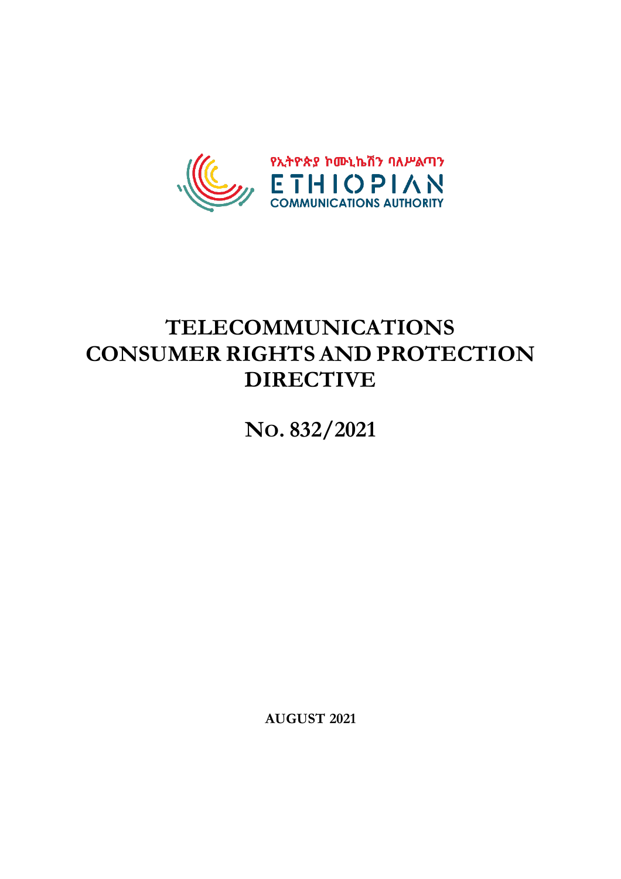የኢትዮጵያ ኮሙኒኬሽን ባለሥልጣን

ETHIOPIAN

COMMUNICATIONS AUTHORITY

# TELECOMMUNICATIONS CONSUMER RIGHTS AND PROTECTION DIRECTIVE

# NO. 832/2021

**AUGUST 2021**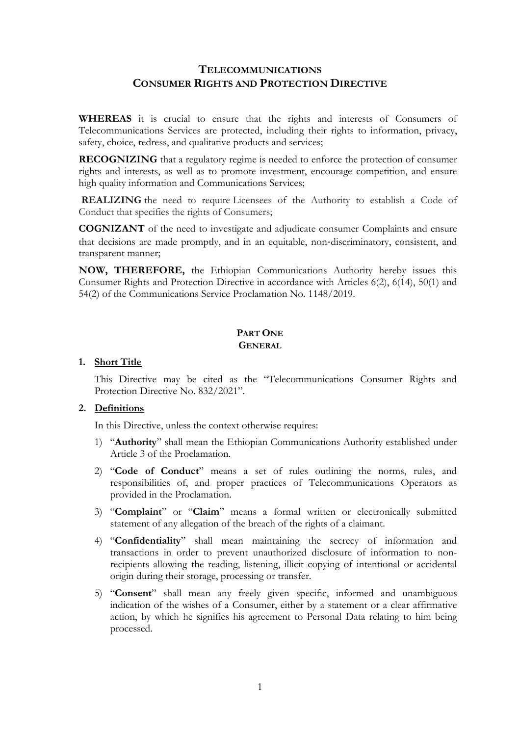## TELECOMMUNICATIONS CONSUMER RIGHTS AND PROTECTION DIRECTIVE

**WHEREAS** it is crucial to ensure that the rights and interests of Consumers of Telecommunications Services are protected, including their rights to information, privacy, safety, choice, redress, and qualitative products and services;

**RECOGNIZING** that a regulatory regime is needed to enforce the protection of consumer rights and interests, as well as to promote investment, encourage competition, and ensure high quality information and Communications Services;

**REALIZING** the need to require Licensees of the Authority to establish a Code of Conduct that specifies the rights of Consumers;

**COGNIZANT** of the need to investigate and adjudicate consumer Complaints and ensure that decisions are made promptly, and in an equitable, non-discriminatory, consistent, and transparent manner;

**NOW, THEREFORE,** the Ethiopian Communications Authority hereby issues this Consumer Rights and Protection Directive in accordance with Articles 6(2), 6(14), 50(1) and 54(2) of the Communications Service Proclamation No. 1148/2019.

### PART ONE
### GENERAL

**1. Short Title**

This Directive may be cited as the "Telecommunications Consumer Rights and Protection Directive No. 832/2021".

**2. Definitions**

In this Directive, unless the context otherwise requires:

1) "**Authority**" shall mean the Ethiopian Communications Authority established under Article 3 of the Proclamation.
2) "**Code of Conduct**" means a set of rules outlining the norms, rules, and responsibilities of, and proper practices of Telecommunications Operators as provided in the Proclamation.
3) "**Complaint**" or "**Claim**" means a formal written or electronically submitted statement of any allegation of the breach of the rights of a claimant.
4) "**Confidentiality**" shall mean maintaining the secrecy of information and transactions in order to prevent unauthorized disclosure of information to non-recipients allowing the reading, listening, illicit copying of intentional or accidental origin during their storage, processing or transfer.
5) "**Consent**" shall mean any freely given specific, informed and unambiguous indication of the wishes of a Consumer, either by a statement or a clear affirmative action, by which he signifies his agreement to Personal Data relating to him being processed.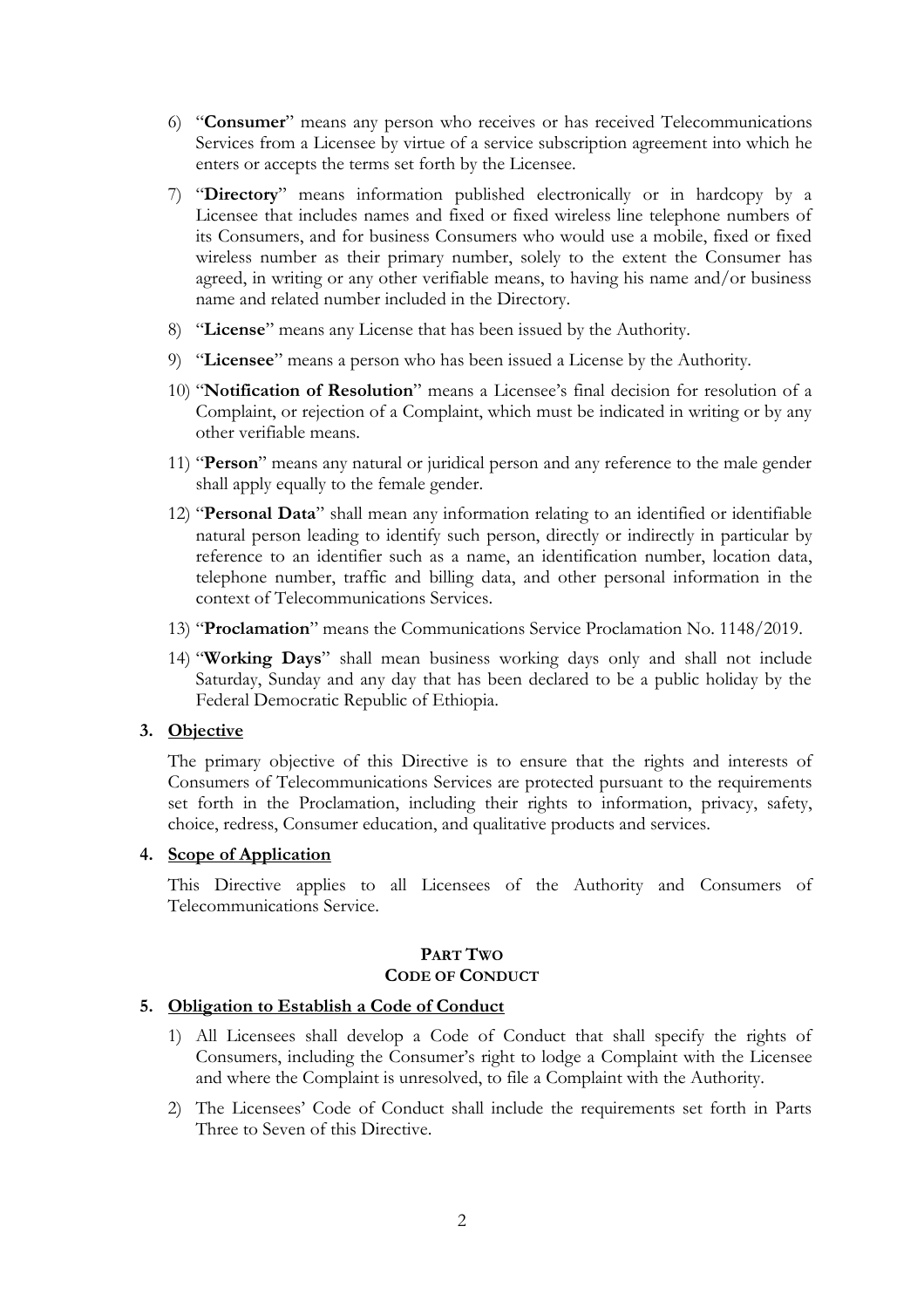6) "**Consumer**" means any person who receives or has received Telecommunications Services from a Licensee by virtue of a service subscription agreement into which he enters or accepts the terms set forth by the Licensee.

7) "**Directory**" means information published electronically or in hardcopy by a Licensee that includes names and fixed or fixed wireless line telephone numbers of its Consumers, and for business Consumers who would use a mobile, fixed or fixed wireless number as their primary number, solely to the extent the Consumer has agreed, in writing or any other verifiable means, to having his name and/or business name and related number included in the Directory.

8) "**License**" means any License that has been issued by the Authority.

9) "**Licensee**" means a person who has been issued a License by the Authority.

10) "**Notification of Resolution**" means a Licensee's final decision for resolution of a Complaint, or rejection of a Complaint, which must be indicated in writing or by any other verifiable means.

11) "**Person**" means any natural or juridical person and any reference to the male gender shall apply equally to the female gender.

12) "**Personal Data**" shall mean any information relating to an identified or identifiable natural person leading to identify such person, directly or indirectly in particular by reference to an identifier such as a name, an identification number, location data, telephone number, traffic and billing data, and other personal information in the context of Telecommunications Services.

13) "**Proclamation**" means the Communications Service Proclamation No. 1148/2019.

14) "**Working Days**" shall mean business working days only and shall not include Saturday, Sunday and any day that has been declared to be a public holiday by the Federal Democratic Republic of Ethiopia.

### 3. Objective

The primary objective of this Directive is to ensure that the rights and interests of Consumers of Telecommunications Services are protected pursuant to the requirements set forth in the Proclamation, including their rights to information, privacy, safety, choice, redress, Consumer education, and qualitative products and services.

### 4. Scope of Application

This Directive applies to all Licensees of the Authority and Consumers of Telecommunications Service.

## PART TWO
## CODE OF CONDUCT

### 5. Obligation to Establish a Code of Conduct

1) All Licensees shall develop a Code of Conduct that shall specify the rights of Consumers, including the Consumer's right to lodge a Complaint with the Licensee and where the Complaint is unresolved, to file a Complaint with the Authority.

2) The Licensees' Code of Conduct shall include the requirements set forth in Parts Three to Seven of this Directive.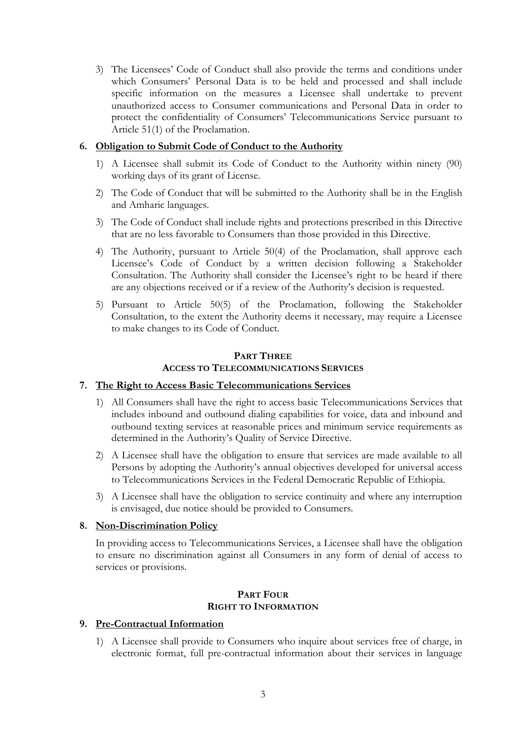3) The Licensees' Code of Conduct shall also provide the terms and conditions under which Consumers' Personal Data is to be held and processed and shall include specific information on the measures a Licensee shall undertake to prevent unauthorized access to Consumer communications and Personal Data in order to protect the confidentiality of Consumers' Telecommunications Service pursuant to Article 51(1) of the Proclamation.

**6. Obligation to Submit Code of Conduct to the Authority**

1) A Licensee shall submit its Code of Conduct to the Authority within ninety (90) working days of its grant of License.
2) The Code of Conduct that will be submitted to the Authority shall be in the English and Amharic languages.
3) The Code of Conduct shall include rights and protections prescribed in this Directive that are no less favorable to Consumers than those provided in this Directive.
4) The Authority, pursuant to Article 50(4) of the Proclamation, shall approve each Licensee's Code of Conduct by a written decision following a Stakeholder Consultation. The Authority shall consider the Licensee's right to be heard if there are any objections received or if a review of the Authority's decision is requested.
5) Pursuant to Article 50(5) of the Proclamation, following the Stakeholder Consultation, to the extent the Authority deems it necessary, may require a Licensee to make changes to its Code of Conduct.

## PART THREE
## ACCESS TO TELECOMMUNICATIONS SERVICES

**7. The Right to Access Basic Telecommunications Services**

1) All Consumers shall have the right to access basic Telecommunications Services that includes inbound and outbound dialing capabilities for voice, data and inbound and outbound texting services at reasonable prices and minimum service requirements as determined in the Authority's Quality of Service Directive.
2) A Licensee shall have the obligation to ensure that services are made available to all Persons by adopting the Authority's annual objectives developed for universal access to Telecommunications Services in the Federal Democratic Republic of Ethiopia.
3) A Licensee shall have the obligation to service continuity and where any interruption is envisaged, due notice should be provided to Consumers.

**8. Non-Discrimination Policy**

In providing access to Telecommunications Services, a Licensee shall have the obligation to ensure no discrimination against all Consumers in any form of denial of access to services or provisions.

## PART FOUR
## RIGHT TO INFORMATION

**9. Pre-Contractual Information**

1) A Licensee shall provide to Consumers who inquire about services free of charge, in electronic format, full pre-contractual information about their services in language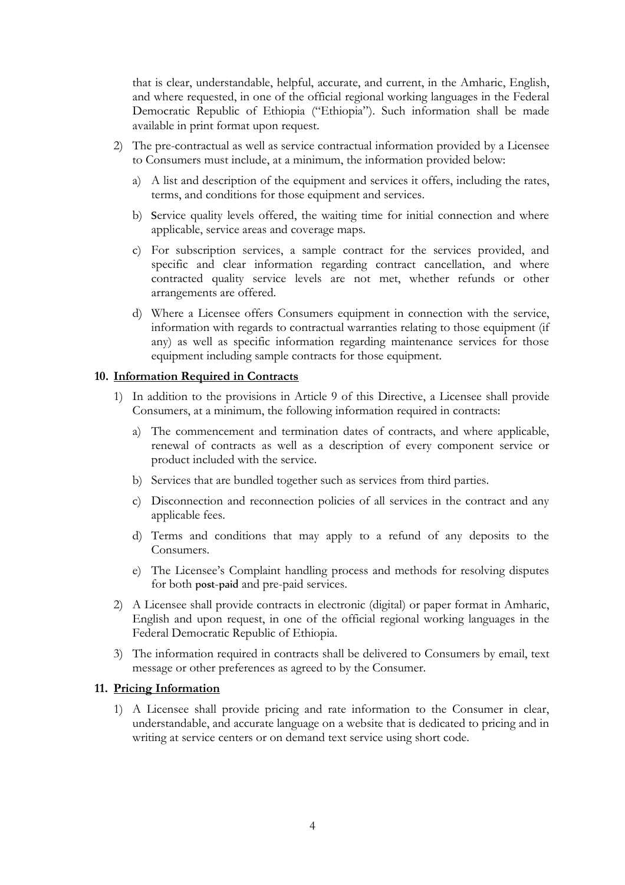that is clear, understandable, helpful, accurate, and current, in the Amharic, English, and where requested, in one of the official regional working languages in the Federal Democratic Republic of Ethiopia ("Ethiopia"). Such information shall be made available in print format upon request.

2) The pre-contractual as well as service contractual information provided by a Licensee to Consumers must include, at a minimum, the information provided below:

   a) A list and description of the equipment and services it offers, including the rates, terms, and conditions for those equipment and services.

   b) Service quality levels offered, the waiting time for initial connection and where applicable, service areas and coverage maps.

   c) For subscription services, a sample contract for the services provided, and specific and clear information regarding contract cancellation, and where contracted quality service levels are not met, whether refunds or other arrangements are offered.

   d) Where a Licensee offers Consumers equipment in connection with the service, information with regards to contractual warranties relating to those equipment (if any) as well as specific information regarding maintenance services for those equipment including sample contracts for those equipment.

## 10. Information Required in Contracts

1) In addition to the provisions in Article 9 of this Directive, a Licensee shall provide Consumers, at a minimum, the following information required in contracts:

   a) The commencement and termination dates of contracts, and where applicable, renewal of contracts as well as a description of every component service or product included with the service.

   b) Services that are bundled together such as services from third parties.

   c) Disconnection and reconnection policies of all services in the contract and any applicable fees.

   d) Terms and conditions that may apply to a refund of any deposits to the Consumers.

   e) The Licensee's Complaint handling process and methods for resolving disputes for both post-paid and pre-paid services.

2) A Licensee shall provide contracts in electronic (digital) or paper format in Amharic, English and upon request, in one of the official regional working languages in the Federal Democratic Republic of Ethiopia.

3) The information required in contracts shall be delivered to Consumers by email, text message or other preferences as agreed to by the Consumer.

## 11. Pricing Information

1) A Licensee shall provide pricing and rate information to the Consumer in clear, understandable, and accurate language on a website that is dedicated to pricing and in writing at service centers or on demand text service using short code.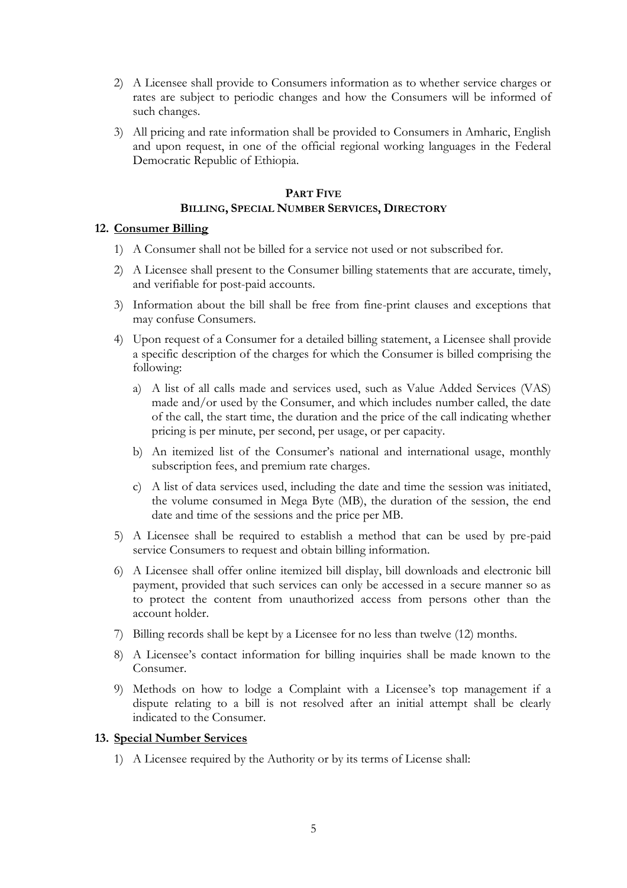2) A Licensee shall provide to Consumers information as to whether service charges or rates are subject to periodic changes and how the Consumers will be informed of such changes.

3) All pricing and rate information shall be provided to Consumers in Amharic, English and upon request, in one of the official regional working languages in the Federal Democratic Republic of Ethiopia.

## PART FIVE
## BILLING, SPECIAL NUMBER SERVICES, DIRECTORY

### 12. Consumer Billing

1) A Consumer shall not be billed for a service not used or not subscribed for.

2) A Licensee shall present to the Consumer billing statements that are accurate, timely, and verifiable for post-paid accounts.

3) Information about the bill shall be free from fine-print clauses and exceptions that may confuse Consumers.

4) Upon request of a Consumer for a detailed billing statement, a Licensee shall provide a specific description of the charges for which the Consumer is billed comprising the following:

   a) A list of all calls made and services used, such as Value Added Services (VAS) made and/or used by the Consumer, and which includes number called, the date of the call, the start time, the duration and the price of the call indicating whether pricing is per minute, per second, per usage, or per capacity.

   b) An itemized list of the Consumer's national and international usage, monthly subscription fees, and premium rate charges.

   c) A list of data services used, including the date and time the session was initiated, the volume consumed in Mega Byte (MB), the duration of the session, the end date and time of the sessions and the price per MB.

5) A Licensee shall be required to establish a method that can be used by pre-paid service Consumers to request and obtain billing information.

6) A Licensee shall offer online itemized bill display, bill downloads and electronic bill payment, provided that such services can only be accessed in a secure manner so as to protect the content from unauthorized access from persons other than the account holder.

7) Billing records shall be kept by a Licensee for no less than twelve (12) months.

8) A Licensee's contact information for billing inquiries shall be made known to the Consumer.

9) Methods on how to lodge a Complaint with a Licensee's top management if a dispute relating to a bill is not resolved after an initial attempt shall be clearly indicated to the Consumer.

### 13. Special Number Services

1) A Licensee required by the Authority or by its terms of License shall: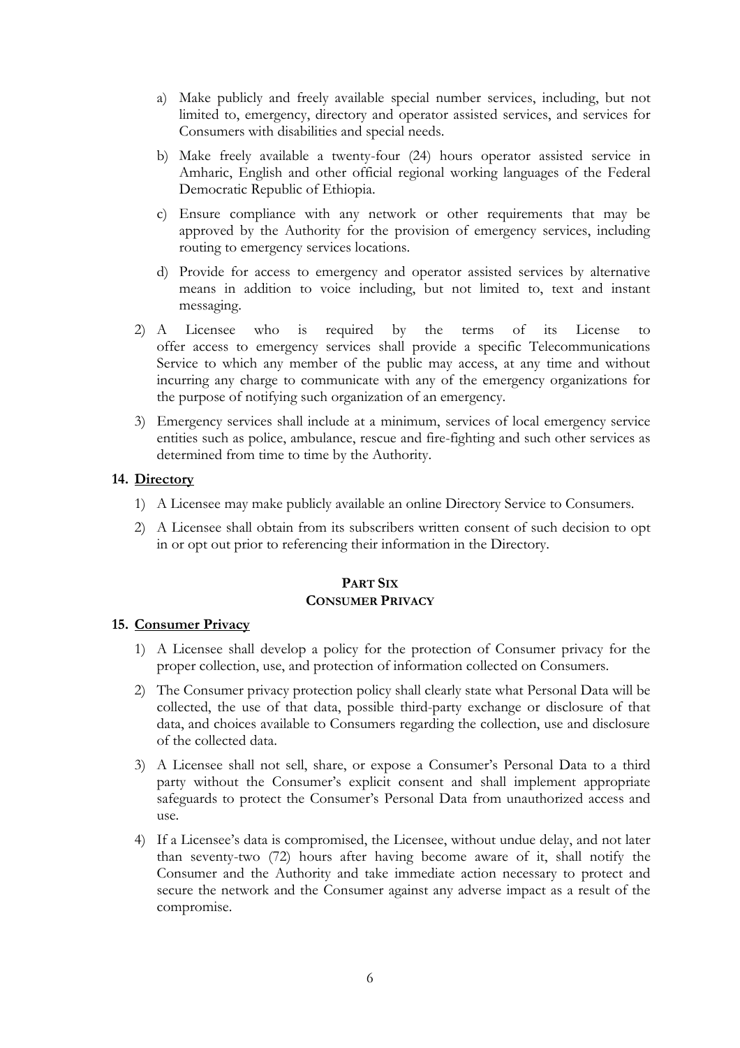a) Make publicly and freely available special number services, including, but not limited to, emergency, directory and operator assisted services, and services for Consumers with disabilities and special needs.

b) Make freely available a twenty-four (24) hours operator assisted service in Amharic, English and other official regional working languages of the Federal Democratic Republic of Ethiopia.

c) Ensure compliance with any network or other requirements that may be approved by the Authority for the provision of emergency services, including routing to emergency services locations.

d) Provide for access to emergency and operator assisted services by alternative means in addition to voice including, but not limited to, text and instant messaging.

2) A Licensee who is required by the terms of its License to offer access to emergency services shall provide a specific Telecommunications Service to which any member of the public may access, at any time and without incurring any charge to communicate with any of the emergency organizations for the purpose of notifying such organization of an emergency.

3) Emergency services shall include at a minimum, services of local emergency service entities such as police, ambulance, rescue and fire-fighting and such other services as determined from time to time by the Authority.

### 14. <u>Directory</u>

1) A Licensee may make publicly available an online Directory Service to Consumers.

2) A Licensee shall obtain from its subscribers written consent of such decision to opt in or opt out prior to referencing their information in the Directory.

## PART SIX
## CONSUMER PRIVACY

### 15. <u>Consumer Privacy</u>

1) A Licensee shall develop a policy for the protection of Consumer privacy for the proper collection, use, and protection of information collected on Consumers.

2) The Consumer privacy protection policy shall clearly state what Personal Data will be collected, the use of that data, possible third-party exchange or disclosure of that data, and choices available to Consumers regarding the collection, use and disclosure of the collected data.

3) A Licensee shall not sell, share, or expose a Consumer's Personal Data to a third party without the Consumer's explicit consent and shall implement appropriate safeguards to protect the Consumer's Personal Data from unauthorized access and use.

4) If a Licensee's data is compromised, the Licensee, without undue delay, and not later than seventy-two (72) hours after having become aware of it, shall notify the Consumer and the Authority and take immediate action necessary to protect and secure the network and the Consumer against any adverse impact as a result of the compromise.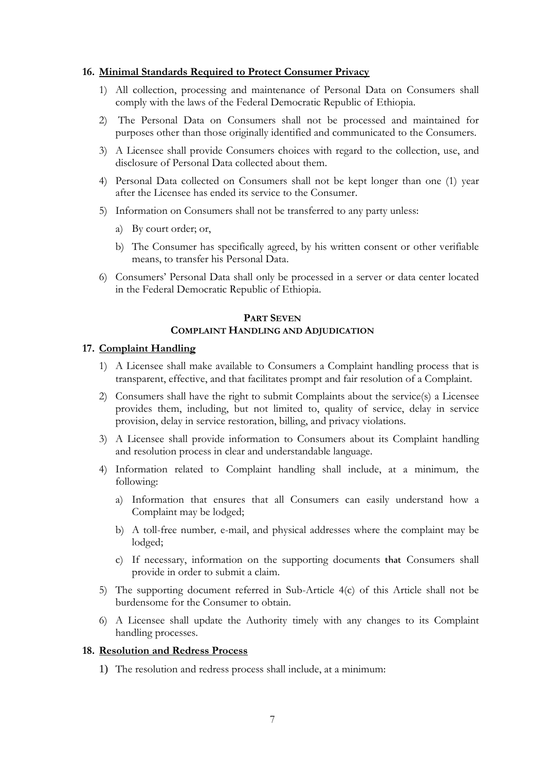## 16. Minimal Standards Required to Protect Consumer Privacy

1) All collection, processing and maintenance of Personal Data on Consumers shall comply with the laws of the Federal Democratic Republic of Ethiopia.

2) The Personal Data on Consumers shall not be processed and maintained for purposes other than those originally identified and communicated to the Consumers.

3) A Licensee shall provide Consumers choices with regard to the collection, use, and disclosure of Personal Data collected about them.

4) Personal Data collected on Consumers shall not be kept longer than one (1) year after the Licensee has ended its service to the Consumer.

5) Information on Consumers shall not be transferred to any party unless:

   a) By court order; or,

   b) The Consumer has specifically agreed, by his written consent or other verifiable means, to transfer his Personal Data.

6) Consumers' Personal Data shall only be processed in a server or data center located in the Federal Democratic Republic of Ethiopia.

# PART SEVEN
# COMPLAINT HANDLING AND ADJUDICATION

## 17. Complaint Handling

1) A Licensee shall make available to Consumers a Complaint handling process that is transparent, effective, and that facilitates prompt and fair resolution of a Complaint.

2) Consumers shall have the right to submit Complaints about the service(s) a Licensee provides them, including, but not limited to, quality of service, delay in service provision, delay in service restoration, billing, and privacy violations.

3) A Licensee shall provide information to Consumers about its Complaint handling and resolution process in clear and understandable language.

4) Information related to Complaint handling shall include, at a minimum, the following:

   a) Information that ensures that all Consumers can easily understand how a Complaint may be lodged;

   b) A toll-free number, e-mail, and physical addresses where the complaint may be lodged;

   c) If necessary, information on the supporting documents that Consumers shall provide in order to submit a claim.

5) The supporting document referred in Sub-Article 4(c) of this Article shall not be burdensome for the Consumer to obtain.

6) A Licensee shall update the Authority timely with any changes to its Complaint handling processes.

## 18. Resolution and Redress Process

1) The resolution and redress process shall include, at a minimum: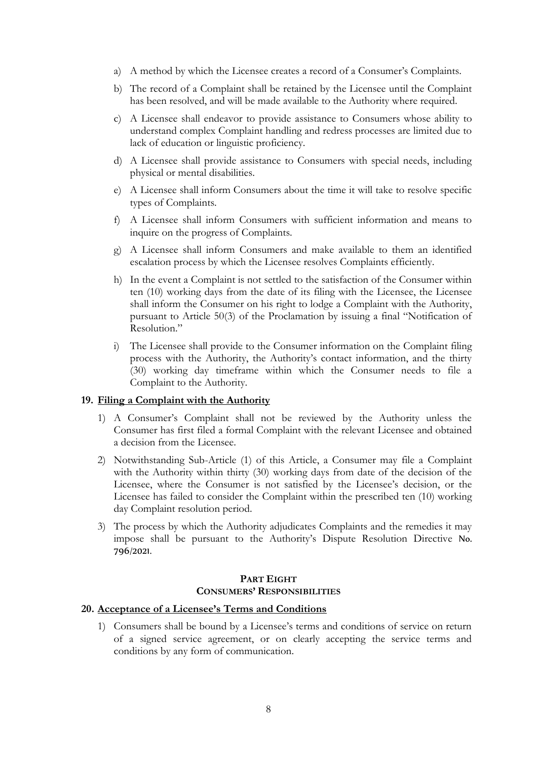a) A method by which the Licensee creates a record of a Consumer's Complaints.

b) The record of a Complaint shall be retained by the Licensee until the Complaint has been resolved, and will be made available to the Authority where required.

c) A Licensee shall endeavor to provide assistance to Consumers whose ability to understand complex Complaint handling and redress processes are limited due to lack of education or linguistic proficiency.

d) A Licensee shall provide assistance to Consumers with special needs, including physical or mental disabilities.

e) A Licensee shall inform Consumers about the time it will take to resolve specific types of Complaints.

f) A Licensee shall inform Consumers with sufficient information and means to inquire on the progress of Complaints.

g) A Licensee shall inform Consumers and make available to them an identified escalation process by which the Licensee resolves Complaints efficiently.

h) In the event a Complaint is not settled to the satisfaction of the Consumer within ten (10) working days from the date of its filing with the Licensee, the Licensee shall inform the Consumer on his right to lodge a Complaint with the Authority, pursuant to Article 50(3) of the Proclamation by issuing a final "Notification of Resolution."

i) The Licensee shall provide to the Consumer information on the Complaint filing process with the Authority, the Authority's contact information, and the thirty (30) working day timeframe within which the Consumer needs to file a Complaint to the Authority.

### 19. Filing a Complaint with the Authority

1) A Consumer's Complaint shall not be reviewed by the Authority unless the Consumer has first filed a formal Complaint with the relevant Licensee and obtained a decision from the Licensee.

2) Notwithstanding Sub-Article (1) of this Article, a Consumer may file a Complaint with the Authority within thirty (30) working days from date of the decision of the Licensee, where the Consumer is not satisfied by the Licensee's decision, or the Licensee has failed to consider the Complaint within the prescribed ten (10) working day Complaint resolution period.

3) The process by which the Authority adjudicates Complaints and the remedies it may impose shall be pursuant to the Authority's Dispute Resolution Directive No. 796/2021.

## PART EIGHT
## CONSUMERS' RESPONSIBILITIES

### 20. Acceptance of a Licensee's Terms and Conditions

1) Consumers shall be bound by a Licensee's terms and conditions of service on return of a signed service agreement, or on clearly accepting the service terms and conditions by any form of communication.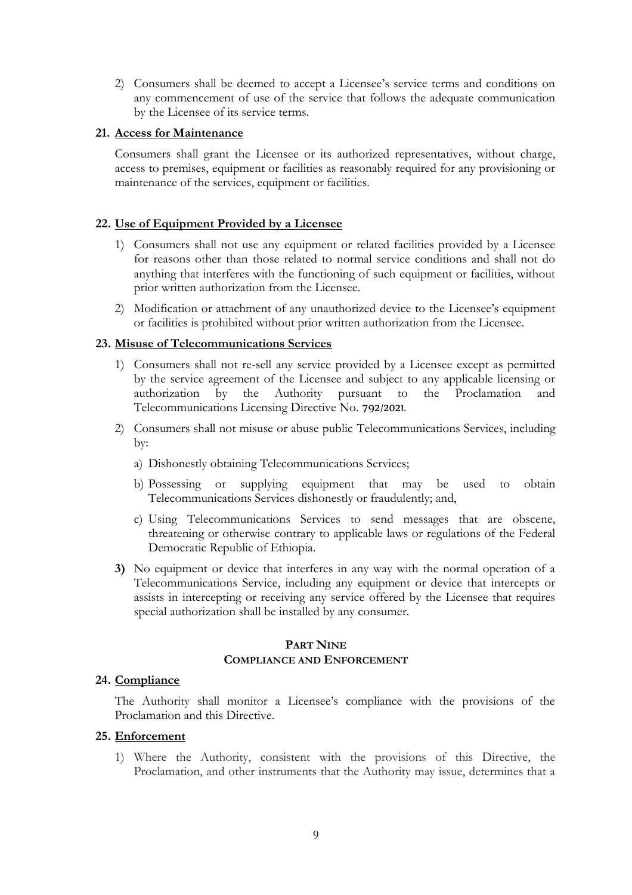2) Consumers shall be deemed to accept a Licensee's service terms and conditions on any commencement of use of the service that follows the adequate communication by the Licensee of its service terms.

### 21. Access for Maintenance

Consumers shall grant the Licensee or its authorized representatives, without charge, access to premises, equipment or facilities as reasonably required for any provisioning or maintenance of the services, equipment or facilities.

### 22. Use of Equipment Provided by a Licensee

1) Consumers shall not use any equipment or related facilities provided by a Licensee for reasons other than those related to normal service conditions and shall not do anything that interferes with the functioning of such equipment or facilities, without prior written authorization from the Licensee.
2) Modification or attachment of any unauthorized device to the Licensee's equipment or facilities is prohibited without prior written authorization from the Licensee.

### 23. Misuse of Telecommunications Services

1) Consumers shall not re-sell any service provided by a Licensee except as permitted by the service agreement of the Licensee and subject to any applicable licensing or authorization by the Authority pursuant to the Proclamation and Telecommunications Licensing Directive No. 792/2021.
2) Consumers shall not misuse or abuse public Telecommunications Services, including by:
   a) Dishonestly obtaining Telecommunications Services;
   b) Possessing or supplying equipment that may be used to obtain Telecommunications Services dishonestly or fraudulently; and,
   c) Using Telecommunications Services to send messages that are obscene, threatening or otherwise contrary to applicable laws or regulations of the Federal Democratic Republic of Ethiopia.
3) No equipment or device that interferes in any way with the normal operation of a Telecommunications Service, including any equipment or device that intercepts or assists in intercepting or receiving any service offered by the Licensee that requires special authorization shall be installed by any consumer.

## PART NINE
## COMPLIANCE AND ENFORCEMENT

### 24. Compliance

The Authority shall monitor a Licensee's compliance with the provisions of the Proclamation and this Directive.

### 25. Enforcement

1) Where the Authority, consistent with the provisions of this Directive, the Proclamation, and other instruments that the Authority may issue, determines that a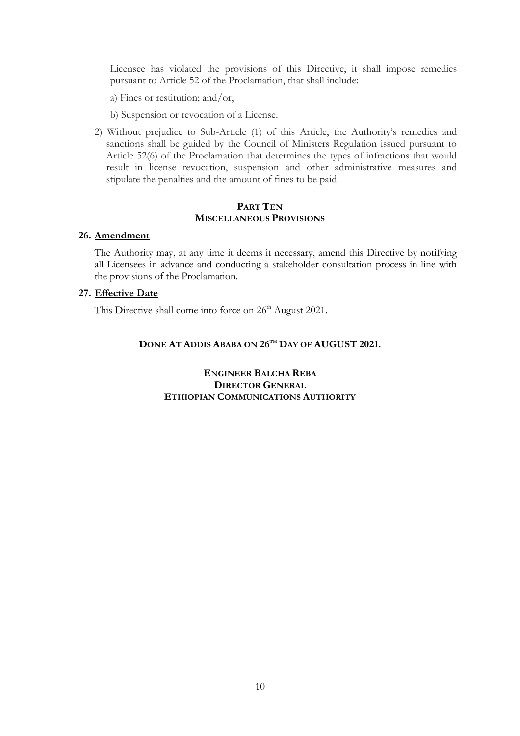Licensee has violated the provisions of this Directive, it shall impose remedies pursuant to Article 52 of the Proclamation, that shall include:

a) Fines or restitution; and/or,

b) Suspension or revocation of a License.

2) Without prejudice to Sub-Article (1) of this Article, the Authority's remedies and sanctions shall be guided by the Council of Ministers Regulation issued pursuant to Article 52(6) of the Proclamation that determines the types of infractions that would result in license revocation, suspension and other administrative measures and stipulate the penalties and the amount of fines to be paid.

## PART TEN
## MISCELLANEOUS PROVISIONS

### 26. Amendment

The Authority may, at any time it deems it necessary, amend this Directive by notifying all Licensees in advance and conducting a stakeholder consultation process in line with the provisions of the Proclamation.

### 27. Effective Date

This Directive shall come into force on 26th August 2021.

**DONE AT ADDIS ABABA ON 26TH DAY OF AUGUST 2021.**

**ENGINEER BALCHA REBA**
**DIRECTOR GENERAL**
**ETHIOPIAN COMMUNICATIONS AUTHORITY**